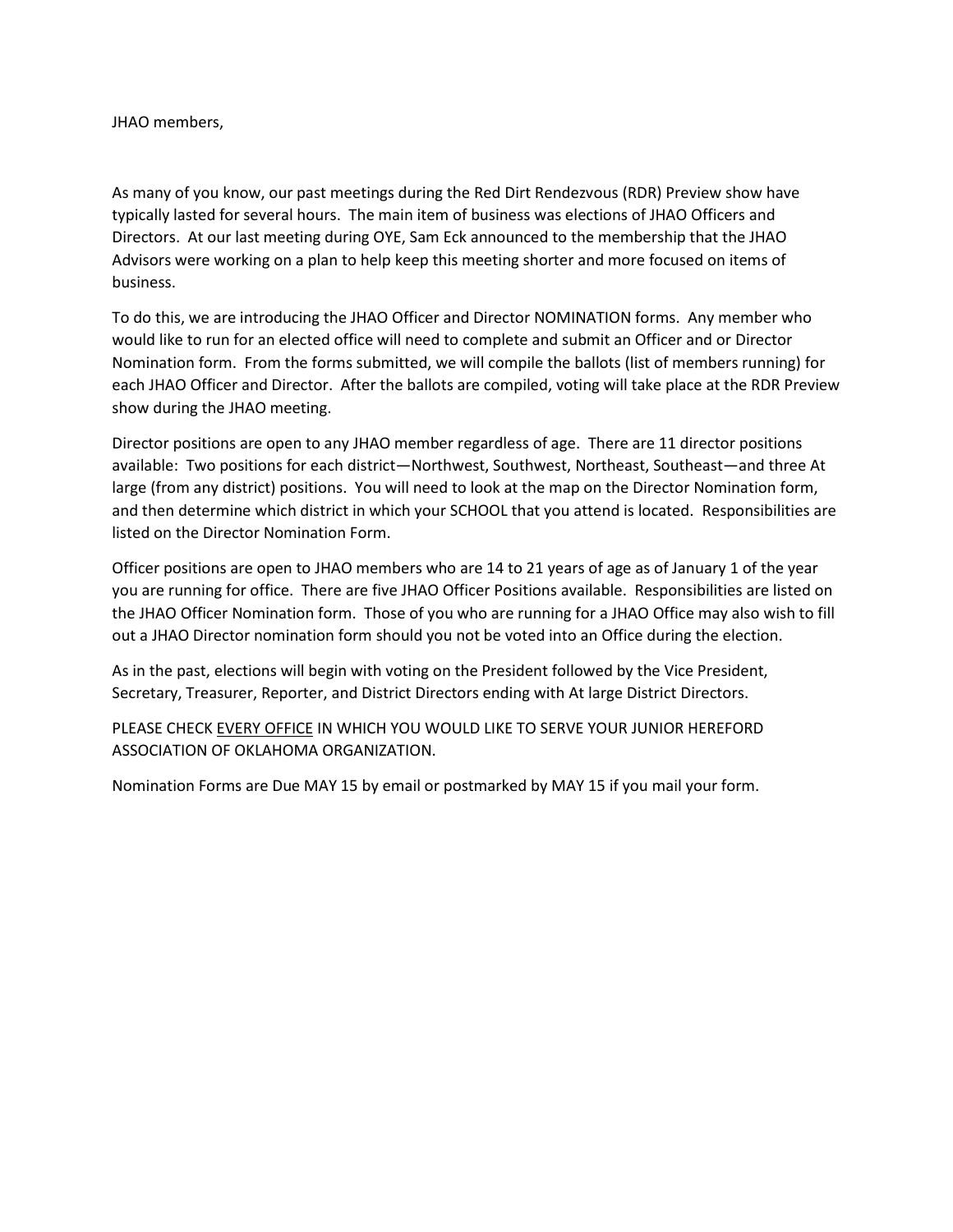JHAO members,

As many of you know, our past meetings during the Red Dirt Rendezvous (RDR) Preview show have typically lasted for several hours. The main item of business was elections of JHAO Officers and Directors. At our last meeting during OYE, Sam Eck announced to the membership that the JHAO Advisors were working on a plan to help keep this meeting shorter and more focused on items of business.

To do this, we are introducing the JHAO Officer and Director NOMINATION forms. Any member who would like to run for an elected office will need to complete and submit an Officer and or Director Nomination form. From the forms submitted, we will compile the ballots (list of members running) for each JHAO Officer and Director. After the ballots are compiled, voting will take place at the RDR Preview show during the JHAO meeting.

Director positions are open to any JHAO member regardless of age. There are 11 director positions available: Two positions for each district—Northwest, Southwest, Northeast, Southeast—and three At large (from any district) positions. You will need to look at the map on the Director Nomination form, and then determine which district in which your SCHOOL that you attend is located. Responsibilities are listed on the Director Nomination Form.

Officer positions are open to JHAO members who are 14 to 21 years of age as of January 1 of the year you are running for office. There are five JHAO Officer Positions available. Responsibilities are listed on the JHAO Officer Nomination form. Those of you who are running for a JHAO Office may also wish to fill out a JHAO Director nomination form should you not be voted into an Office during the election.

As in the past, elections will begin with voting on the President followed by the Vice President, Secretary, Treasurer, Reporter, and District Directors ending with At large District Directors.

PLEASE CHECK <u>EVERY OFFICE</u> IN WHICH YOU WOULD LIKE TO SERVE YOUR JUNIOR HEREFORD ASSOCIATION OF OKLAHOMA ORGANIZATION.

Nomination Forms are Due MAY 15 by email or postmarked by MAY 15 if you mail your form.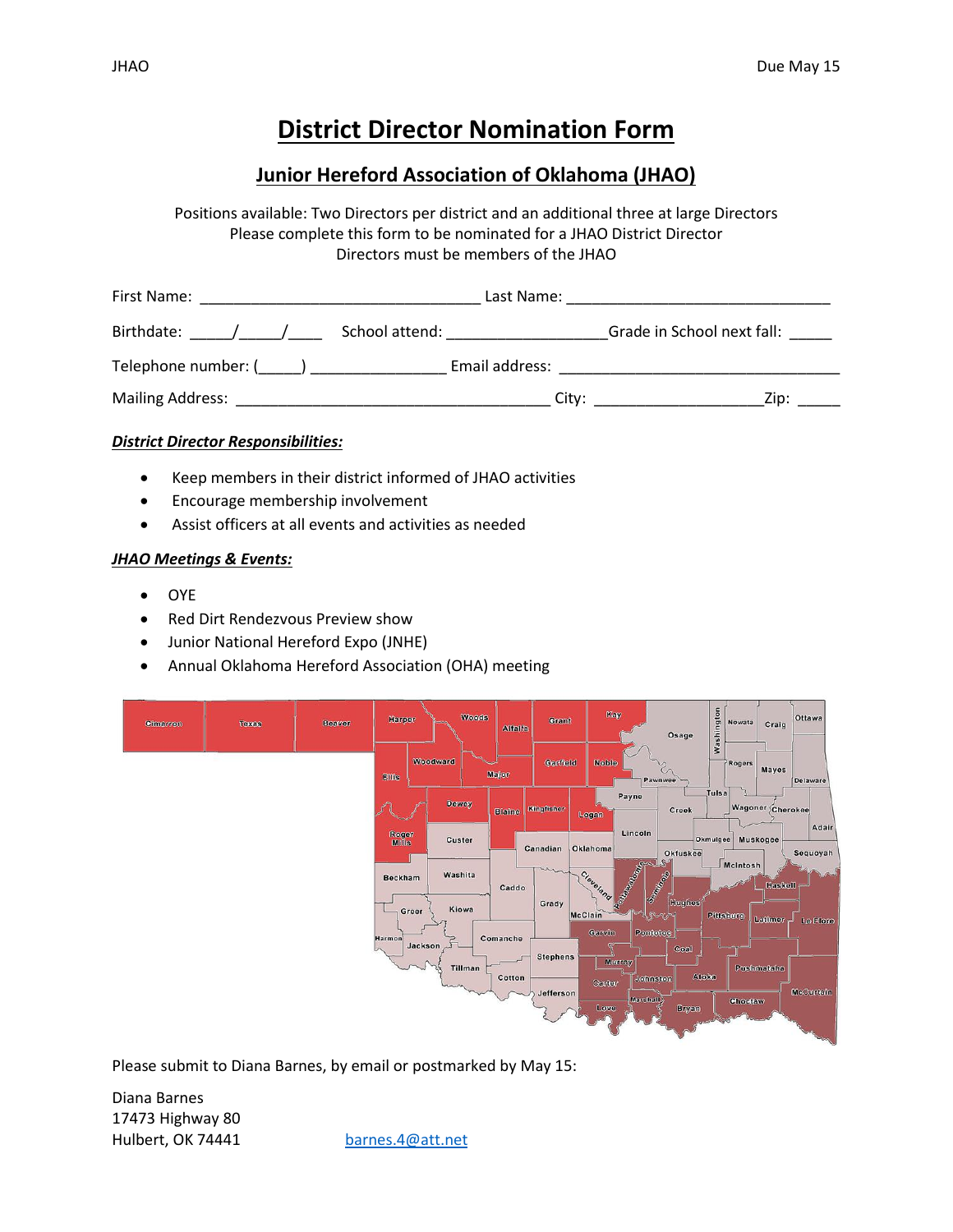JHAO Due May 15

# District Director Nomination Form

## Junior Hereford Association of Oklahoma (JHAO)

Positions available: Two Directors per district and an additional three at large Directors
Please complete this form to be nominated for a JHAO District Director
Directors must be members of the JHAO

First Name: ________________________________ Last Name: ______________________________

Birthdate: _____/_____/____ School attend: __________________Grade in School next fall: _____

Telephone number: (_____) _______________ Email address: ________________________________

Mailing Address: ____________________________________ City: ___________________Zip: _____

***District Director Responsibilities:***

- Keep members in their district informed of JHAO activities
- Encourage membership involvement
- Assist officers at all events and activities as needed

***JHAO Meetings & Events:***

- OYE
- Red Dirt Rendezvous Preview show
- Junior National Hereford Expo (JNHE)
- Annual Oklahoma Hereford Association (OHA) meeting

Cimarron
Texas
Beaver
Harper
Woods
Alfalfa
Grant
Kay
Osage
Washington
Nowata
Craig
Ottawa
Ellis
Woodward
Major
Garfield
Noble
Pawnee
Rogers
Mayes
Delaware
Dewey
Blaine
Kingfisher
Logan
Payne
Tulsa
Creek
Wagoner
Cherokee
Adair
Roger Mills
Custer
Canadian
Oklahoma
Lincoln
Okmulgee
Muskogee
Okfuskee
Sequoyah
Beckham
Washita
Caddo
Cleveland
Pottawatomie
Seminole
McIntosh
Haskell
Greer
Kiowa
Grady
McClain
Hughes
Pittsburg
Latimer
Le Flore
Harmon
Jackson
Comanche
Garvin
Pontotoc
Coal
Tillman
Stephens
Murray
Cotton
Carter
Johnston
Atoka
Pushmataha
Jefferson
Love
Marshall
Bryan
Choctaw
McCurtain

Please submit to Diana Barnes, by email or postmarked by May 15:

Diana Barnes
17473 Highway 80
Hulbert, OK 74441 barnes.4@att.net